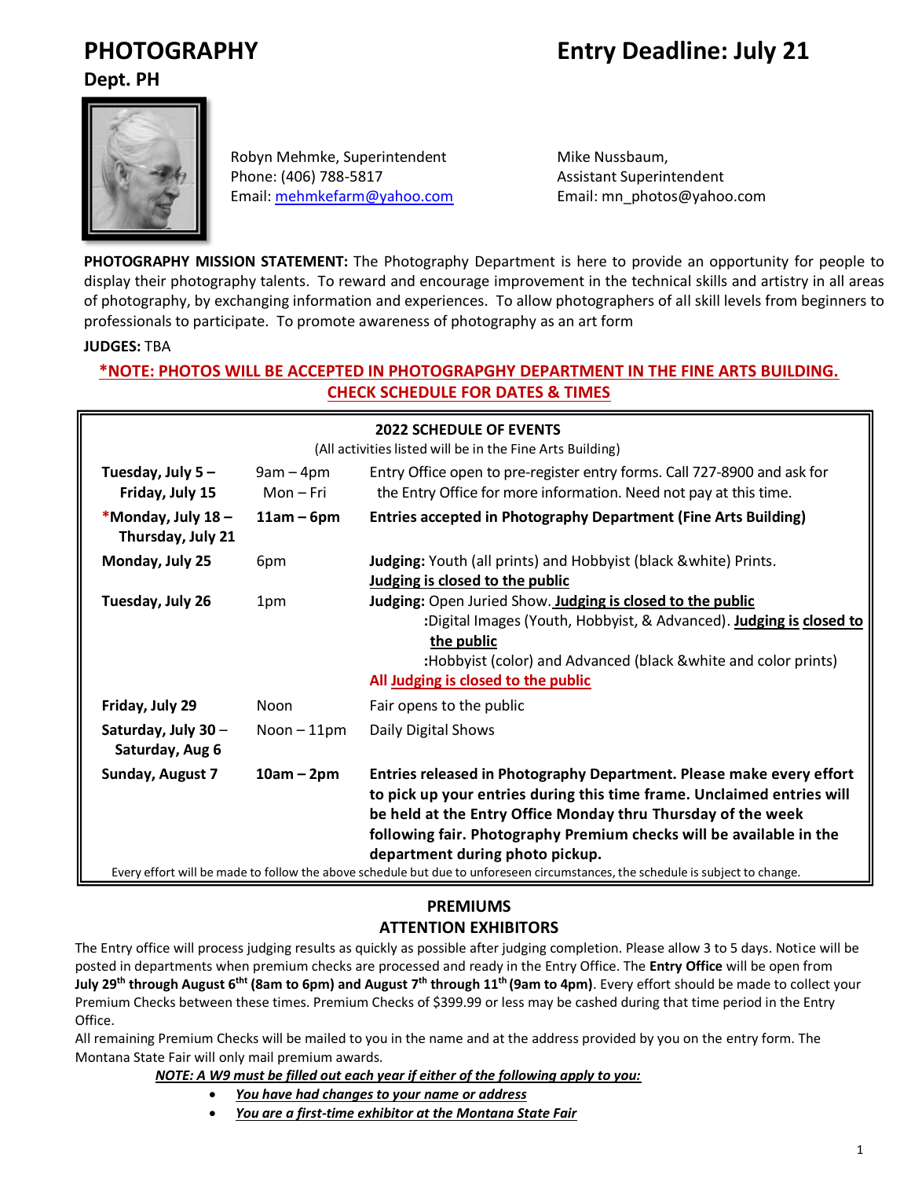# PHOTOGRAPHY

## Entry Deadline: July 21

**Dept. PH**

Robyn Mehmke, Superintendent
Phone: (406) 788-5817
Email: mehmkefarm@yahoo.com

Mike Nussbaum,
Assistant Superintendent
Email: mn_photos@yahoo.com

**PHOTOGRAPHY MISSION STATEMENT:** The Photography Department is here to provide an opportunity for people to display their photography talents. To reward and encourage improvement in the technical skills and artistry in all areas of photography, by exchanging information and experiences. To allow photographers of all skill levels from beginners to professionals to participate. To promote awareness of photography as an art form

**JUDGES:** TBA

**\*NOTE: PHOTOS WILL BE ACCEPTED IN PHOTOGRAPGHY DEPARTMENT IN THE FINE ARTS BUILDING. CHECK SCHEDULE FOR DATES & TIMES**

**2022 SCHEDULE OF EVENTS**
(All activities listed will be in the Fine Arts Building)

| Date | Time | Event |
|---|---|---|
| **Tuesday, July 5 – Friday, July 15** | 9am – 4pm Mon – Fri | Entry Office open to pre-register entry forms. Call 727-8900 and ask for the Entry Office for more information. Need not pay at this time. |
| **\*Monday, July 18 – Thursday, July 21** | **11am – 6pm** | **Entries accepted in Photography Department (Fine Arts Building)** |
| **Monday, July 25** | 6pm | **Judging:** Youth (all prints) and Hobbyist (black &white) Prints. **Judging is closed to the public** |
| **Tuesday, July 26** | 1pm | **Judging:** Open Juried Show. **Judging is closed to the public** <br> **:**Digital Images (Youth, Hobbyist, & Advanced). **Judging is closed to the public** <br> **:**Hobbyist (color) and Advanced (black &white and color prints) <br> **All Judging is closed to the public** |
| **Friday, July 29** | Noon | Fair opens to the public |
| **Saturday, July 30 – Saturday, Aug 6** | Noon – 11pm | Daily Digital Shows |
| **Sunday, August 7** | **10am – 2pm** | **Entries released in Photography Department. Please make every effort to pick up your entries during this time frame. Unclaimed entries will be held at the Entry Office Monday thru Thursday of the week following fair. Photography Premium checks will be available in the department during photo pickup.** |

Every effort will be made to follow the above schedule but due to unforeseen circumstances, the schedule is subject to change.

## PREMIUMS

## ATTENTION EXHIBITORS

The Entry office will process judging results as quickly as possible after judging completion. Please allow 3 to 5 days. Notice will be posted in departments when premium checks are processed and ready in the Entry Office. The **Entry Office** will be open from **July 29th through August 6tht (8am to 6pm) and August 7th through 11th (9am to 4pm)**. Every effort should be made to collect your Premium Checks between these times. Premium Checks of $399.99 or less may be cashed during that time period in the Entry Office.

All remaining Premium Checks will be mailed to you in the name and at the address provided by you on the entry form. The Montana State Fair will only mail premium awards.

***NOTE: A W9 must be filled out each year if either of the following apply to you:***

- ***You have had changes to your name or address***
- ***You are a first-time exhibitor at the Montana State Fair***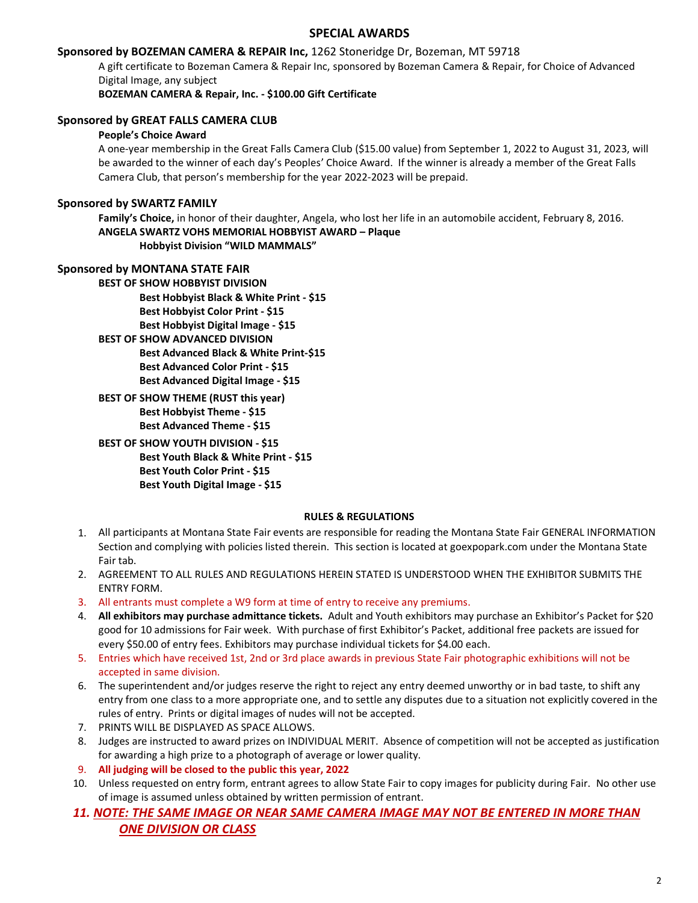## SPECIAL AWARDS

### Sponsored by BOZEMAN CAMERA & REPAIR Inc, 1262 Stoneridge Dr, Bozeman, MT 59718

A gift certificate to Bozeman Camera & Repair Inc, sponsored by Bozeman Camera & Repair, for Choice of Advanced Digital Image, any subject

**BOZEMAN CAMERA & Repair, Inc. - $100.00 Gift Certificate**

### Sponsored by GREAT FALLS CAMERA CLUB

**People's Choice Award**

A one-year membership in the Great Falls Camera Club ($15.00 value) from September 1, 2022 to August 31, 2023, will be awarded to the winner of each day's Peoples' Choice Award. If the winner is already a member of the Great Falls Camera Club, that person's membership for the year 2022-2023 will be prepaid.

### Sponsored by SWARTZ FAMILY

**Family's Choice,** in honor of their daughter, Angela, who lost her life in an automobile accident, February 8, 2016.

**ANGELA SWARTZ VOHS MEMORIAL HOBBYIST AWARD – Plaque**

**Hobbyist Division "WILD MAMMALS"**

### Sponsored by MONTANA STATE FAIR

**BEST OF SHOW HOBBYIST DIVISION**

- **Best Hobbyist Black & White Print - $15**
- **Best Hobbyist Color Print - $15**
- **Best Hobbyist Digital Image - $15**

**BEST OF SHOW ADVANCED DIVISION**

- **Best Advanced Black & White Print-$15**
- **Best Advanced Color Print - $15**
- **Best Advanced Digital Image - $15**

**BEST OF SHOW THEME (RUST this year)**

- **Best Hobbyist Theme - $15**
- **Best Advanced Theme - $15**

**BEST OF SHOW YOUTH DIVISION - $15**

- **Best Youth Black & White Print - $15**
- **Best Youth Color Print - $15**
- **Best Youth Digital Image - $15**

## RULES & REGULATIONS

1. All participants at Montana State Fair events are responsible for reading the Montana State Fair GENERAL INFORMATION Section and complying with policies listed therein. This section is located at goexpopark.com under the Montana State Fair tab.
2. AGREEMENT TO ALL RULES AND REGULATIONS HEREIN STATED IS UNDERSTOOD WHEN THE EXHIBITOR SUBMITS THE ENTRY FORM.
3. All entrants must complete a W9 form at time of entry to receive any premiums.
4. **All exhibitors may purchase admittance tickets.** Adult and Youth exhibitors may purchase an Exhibitor's Packet for $20 good for 10 admissions for Fair week. With purchase of first Exhibitor's Packet, additional free packets are issued for every $50.00 of entry fees. Exhibitors may purchase individual tickets for $4.00 each.
5. Entries which have received 1st, 2nd or 3rd place awards in previous State Fair photographic exhibitions will not be accepted in same division.
6. The superintendent and/or judges reserve the right to reject any entry deemed unworthy or in bad taste, to shift any entry from one class to a more appropriate one, and to settle any disputes due to a situation not explicitly covered in the rules of entry. Prints or digital images of nudes will not be accepted.
7. PRINTS WILL BE DISPLAYED AS SPACE ALLOWS.
8. Judges are instructed to award prizes on INDIVIDUAL MERIT. Absence of competition will not be accepted as justification for awarding a high prize to a photograph of average or lower quality.
9. **All judging will be closed to the public this year, 2022**
10. Unless requested on entry form, entrant agrees to allow State Fair to copy images for publicity during Fair. No other use of image is assumed unless obtained by written permission of entrant.
11. ***NOTE: THE SAME IMAGE OR NEAR SAME CAMERA IMAGE MAY NOT BE ENTERED IN MORE THAN ONE DIVISION OR CLASS***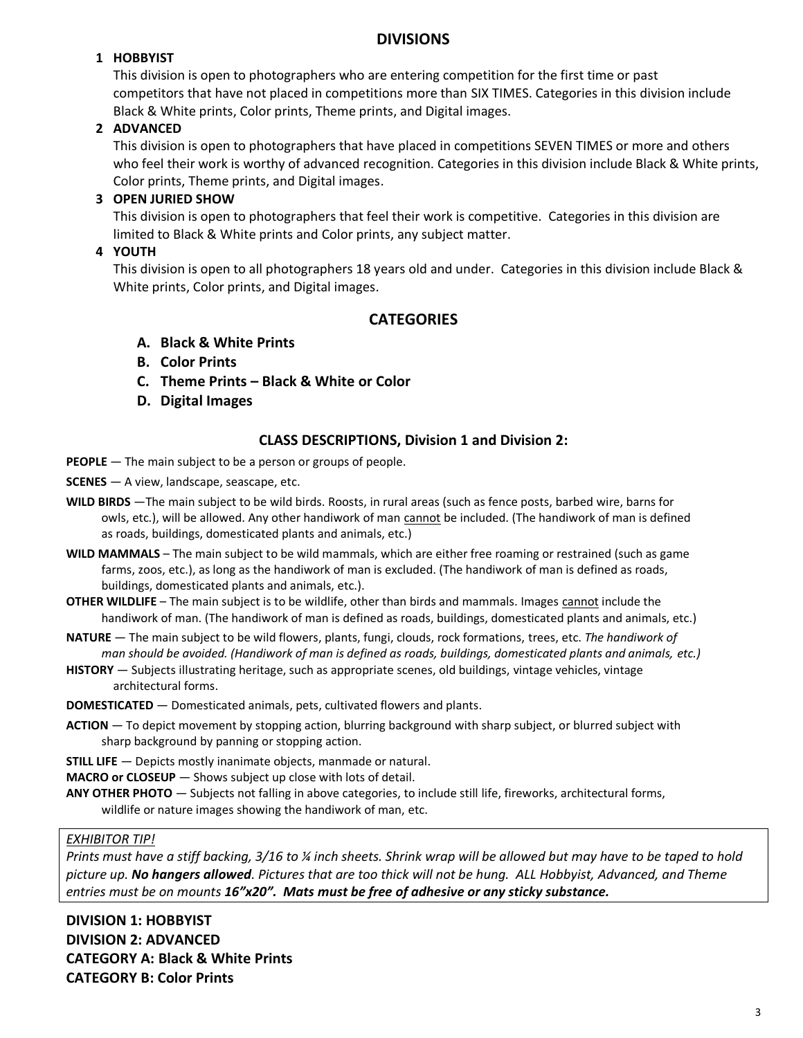## DIVISIONS

1. **HOBBYIST**
   This division is open to photographers who are entering competition for the first time or past competitors that have not placed in competitions more than SIX TIMES. Categories in this division include Black & White prints, Color prints, Theme prints, and Digital images.
2. **ADVANCED**
   This division is open to photographers that have placed in competitions SEVEN TIMES or more and others who feel their work is worthy of advanced recognition. Categories in this division include Black & White prints, Color prints, Theme prints, and Digital images.
3. **OPEN JURIED SHOW**
   This division is open to photographers that feel their work is competitive. Categories in this division are limited to Black & White prints and Color prints, any subject matter.
4. **YOUTH**
   This division is open to all photographers 18 years old and under. Categories in this division include Black & White prints, Color prints, and Digital images.

## CATEGORIES

- **A. Black & White Prints**
- **B. Color Prints**
- **C. Theme Prints – Black & White or Color**
- **D. Digital Images**

### CLASS DESCRIPTIONS, Division 1 and Division 2:

**PEOPLE** — The main subject to be a person or groups of people.

**SCENES** — A view, landscape, seascape, etc.

**WILD BIRDS** —The main subject to be wild birds. Roosts, in rural areas (such as fence posts, barbed wire, barns for owls, etc.), will be allowed. Any other handiwork of man cannot be included. (The handiwork of man is defined as roads, buildings, domesticated plants and animals, etc.)

**WILD MAMMALS** – The main subject to be wild mammals, which are either free roaming or restrained (such as game farms, zoos, etc.), as long as the handiwork of man is excluded. (The handiwork of man is defined as roads, buildings, domesticated plants and animals, etc.).

**OTHER WILDLIFE** – The main subject is to be wildlife, other than birds and mammals. Images cannot include the handiwork of man. (The handiwork of man is defined as roads, buildings, domesticated plants and animals, etc.)

**NATURE** — The main subject to be wild flowers, plants, fungi, clouds, rock formations, trees, etc. *The handiwork of man should be avoided. (Handiwork of man is defined as roads, buildings, domesticated plants and animals, etc.)*

**HISTORY** — Subjects illustrating heritage, such as appropriate scenes, old buildings, vintage vehicles, vintage architectural forms.

**DOMESTICATED** — Domesticated animals, pets, cultivated flowers and plants.

**ACTION** — To depict movement by stopping action, blurring background with sharp subject, or blurred subject with sharp background by panning or stopping action.

**STILL LIFE** — Depicts mostly inanimate objects, manmade or natural.

**MACRO or CLOSEUP** — Shows subject up close with lots of detail.

**ANY OTHER PHOTO** — Subjects not falling in above categories, to include still life, fireworks, architectural forms, wildlife or nature images showing the handiwork of man, etc.

*EXHIBITOR TIP!*
*Prints must have a stiff backing, 3/16 to ¼ inch sheets. Shrink wrap will be allowed but may have to be taped to hold picture up.* ***No hangers allowed****. Pictures that are too thick will not be hung. ALL Hobbyist, Advanced, and Theme entries must be on mounts* ***16"x20". Mats must be free of adhesive or any sticky substance.***

**DIVISION 1: HOBBYIST**
**DIVISION 2: ADVANCED**
**CATEGORY A: Black & White Prints**
**CATEGORY B: Color Prints**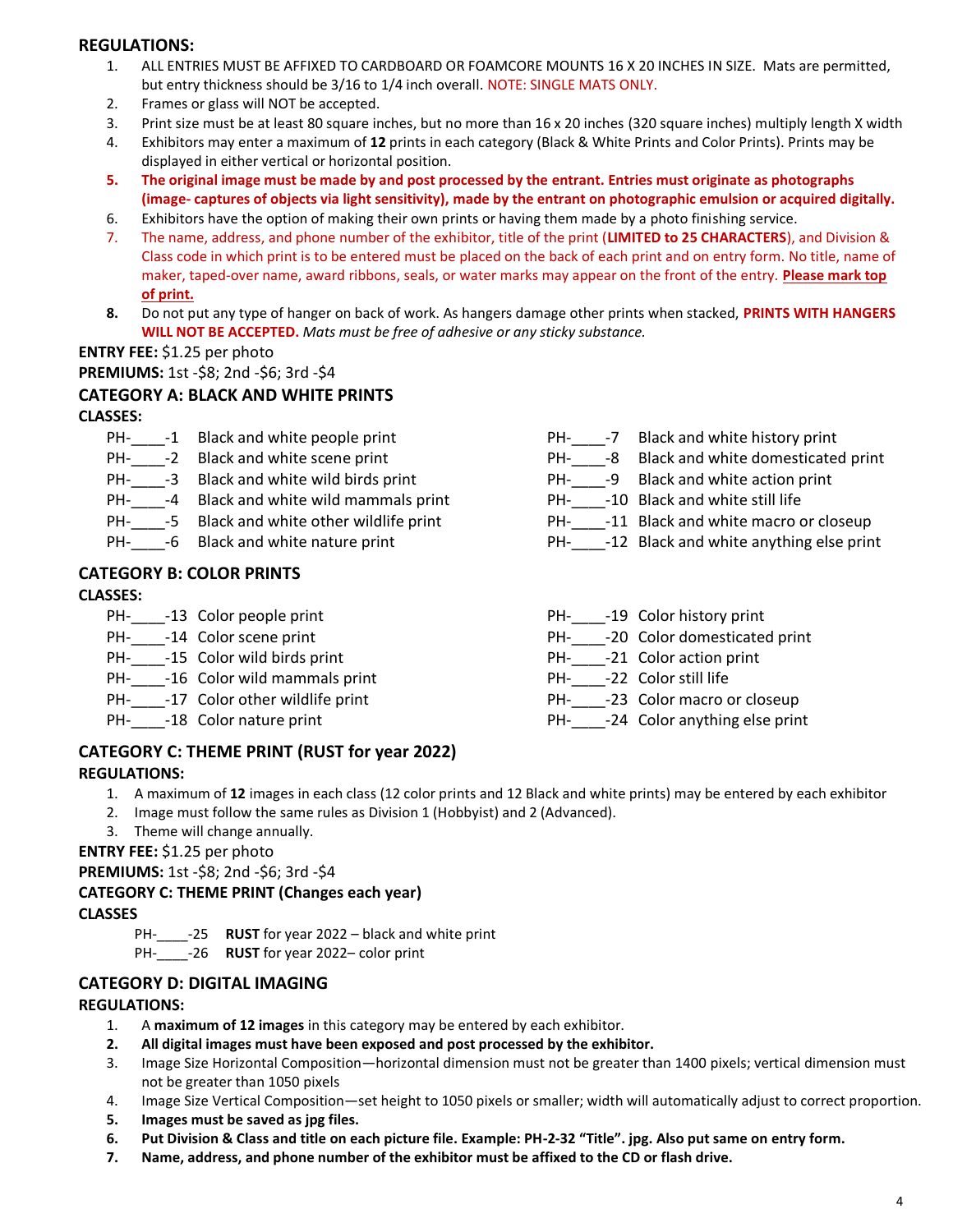## REGULATIONS:

1. ALL ENTRIES MUST BE AFFIXED TO CARDBOARD OR FOAMCORE MOUNTS 16 X 20 INCHES IN SIZE. Mats are permitted, but entry thickness should be 3/16 to 1/4 inch overall. NOTE: SINGLE MATS ONLY.
2. Frames or glass will NOT be accepted.
3. Print size must be at least 80 square inches, but no more than 16 x 20 inches (320 square inches) multiply length X width
4. Exhibitors may enter a maximum of **12** prints in each category (Black & White Prints and Color Prints). Prints may be displayed in either vertical or horizontal position.
5. **The original image must be made by and post processed by the entrant. Entries must originate as photographs (image- captures of objects via light sensitivity), made by the entrant on photographic emulsion or acquired digitally.**
6. Exhibitors have the option of making their own prints or having them made by a photo finishing service.
7. The name, address, and phone number of the exhibitor, title of the print (**LIMITED to 25 CHARACTERS**), and Division & Class code in which print is to be entered must be placed on the back of each print and on entry form. No title, name of maker, taped-over name, award ribbons, seals, or water marks may appear on the front of the entry. **Please mark top of print.**
8. Do not put any type of hanger on back of work. As hangers damage other prints when stacked, **PRINTS WITH HANGERS WILL NOT BE ACCEPTED.** *Mats must be free of adhesive or any sticky substance.*

**ENTRY FEE:** $1.25 per photo

**PREMIUMS:** 1st -$8; 2nd -$6; 3rd -$4

## CATEGORY A: BLACK AND WHITE PRINTS

**CLASSES:**

- PH-____-1 Black and white people print
- PH-____-2 Black and white scene print
- PH-____-3 Black and white wild birds print
- PH-____-4 Black and white wild mammals print
- PH-____-5 Black and white other wildlife print
- PH-____-6 Black and white nature print
- PH-____-7 Black and white history print
- PH-____-8 Black and white domesticated print
- PH-____-9 Black and white action print
- PH-____-10 Black and white still life
- PH-____-11 Black and white macro or closeup
- PH-____-12 Black and white anything else print

## CATEGORY B: COLOR PRINTS

**CLASSES:**

- PH-____-13 Color people print
- PH-____-14 Color scene print
- PH-____-15 Color wild birds print
- PH-____-16 Color wild mammals print
- PH-____-17 Color other wildlife print
- PH-____-18 Color nature print
- PH-____-19 Color history print
- PH-____-20 Color domesticated print
- PH-____-21 Color action print
- PH-____-22 Color still life
- PH-____-23 Color macro or closeup
- PH-____-24 Color anything else print

## CATEGORY C: THEME PRINT (RUST for year 2022)

**REGULATIONS:**

1. A maximum of **12** images in each class (12 color prints and 12 Black and white prints) may be entered by each exhibitor
2. Image must follow the same rules as Division 1 (Hobbyist) and 2 (Advanced).
3. Theme will change annually.

**ENTRY FEE:** $1.25 per photo

**PREMIUMS:** 1st -$8; 2nd -$6; 3rd -$4

**CATEGORY C: THEME PRINT (Changes each year)**

**CLASSES**

- PH-____-25 **RUST** for year 2022 – black and white print
- PH-____-26 **RUST** for year 2022– color print

## CATEGORY D: DIGITAL IMAGING

**REGULATIONS:**

1. A **maximum of 12 images** in this category may be entered by each exhibitor.
2. **All digital images must have been exposed and post processed by the exhibitor.**
3. Image Size Horizontal Composition—horizontal dimension must not be greater than 1400 pixels; vertical dimension must not be greater than 1050 pixels
4. Image Size Vertical Composition—set height to 1050 pixels or smaller; width will automatically adjust to correct proportion.
5. **Images must be saved as jpg files.**
6. **Put Division & Class and title on each picture file. Example: PH-2-32 "Title". jpg. Also put same on entry form.**
7. **Name, address, and phone number of the exhibitor must be affixed to the CD or flash drive.**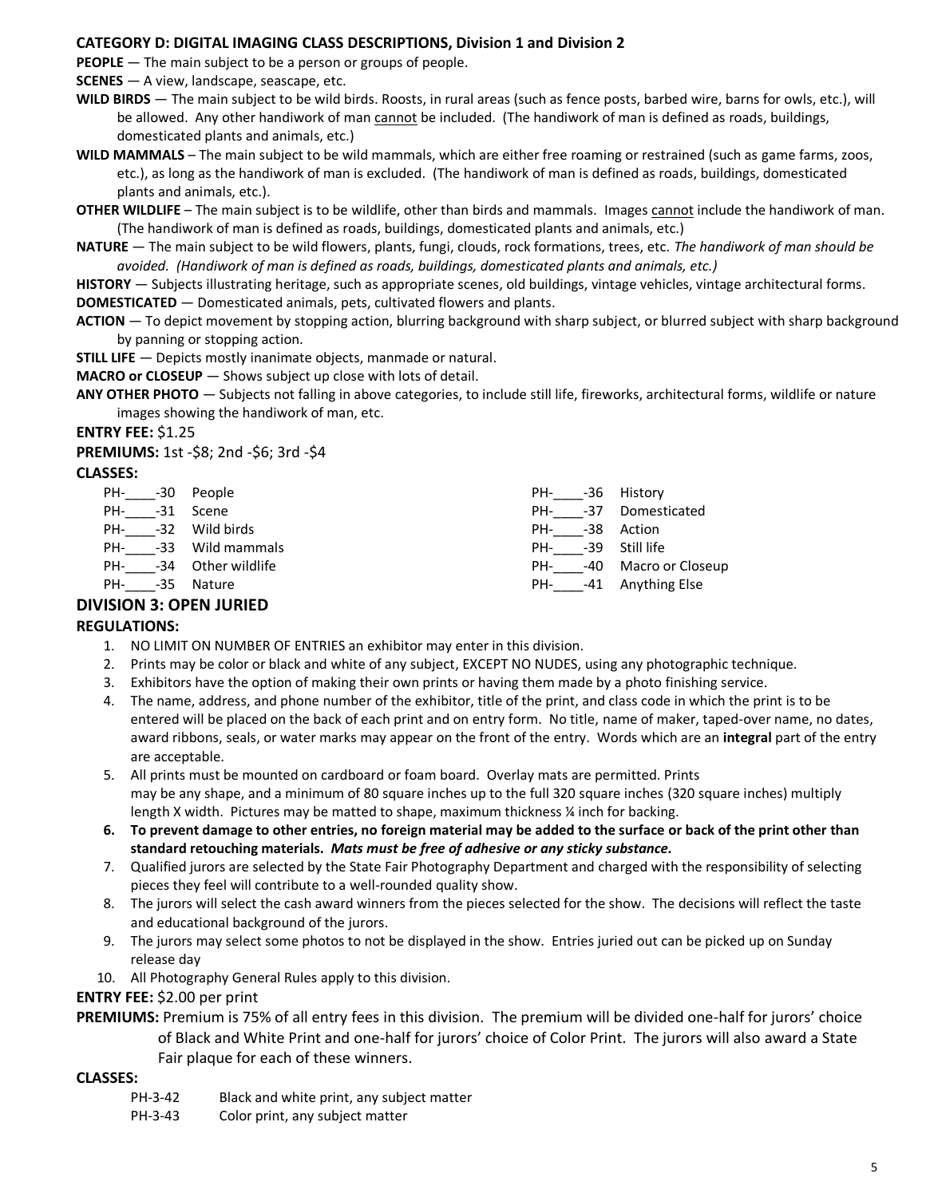## CATEGORY D: DIGITAL IMAGING CLASS DESCRIPTIONS, Division 1 and Division 2

**PEOPLE** — The main subject to be a person or groups of people.

**SCENES** — A view, landscape, seascape, etc.

**WILD BIRDS** — The main subject to be wild birds. Roosts, in rural areas (such as fence posts, barbed wire, barns for owls, etc.), will be allowed. Any other handiwork of man cannot be included. (The handiwork of man is defined as roads, buildings, domesticated plants and animals, etc.)

**WILD MAMMALS** – The main subject to be wild mammals, which are either free roaming or restrained (such as game farms, zoos, etc.), as long as the handiwork of man is excluded. (The handiwork of man is defined as roads, buildings, domesticated plants and animals, etc.).

**OTHER WILDLIFE** – The main subject is to be wildlife, other than birds and mammals. Images cannot include the handiwork of man. (The handiwork of man is defined as roads, buildings, domesticated plants and animals, etc.)

**NATURE** — The main subject to be wild flowers, plants, fungi, clouds, rock formations, trees, etc. *The handiwork of man should be avoided. (Handiwork of man is defined as roads, buildings, domesticated plants and animals, etc.)*

**HISTORY** — Subjects illustrating heritage, such as appropriate scenes, old buildings, vintage vehicles, vintage architectural forms.

**DOMESTICATED** — Domesticated animals, pets, cultivated flowers and plants.

**ACTION** — To depict movement by stopping action, blurring background with sharp subject, or blurred subject with sharp background by panning or stopping action.

**STILL LIFE** — Depicts mostly inanimate objects, manmade or natural.

**MACRO or CLOSEUP** — Shows subject up close with lots of detail.

**ANY OTHER PHOTO** — Subjects not falling in above categories, to include still life, fireworks, architectural forms, wildlife or nature images showing the handiwork of man, etc.

**ENTRY FEE:** $1.25

**PREMIUMS:** 1st -$8; 2nd -$6; 3rd -$4

**CLASSES:**

- PH-____-30 People
- PH-____-31 Scene
- PH-____-32 Wild birds
- PH-____-33 Wild mammals
- PH-____-34 Other wildlife
- PH-____-35 Nature
- PH-____-36 History
- PH-____-37 Domesticated
- PH-____-38 Action
- PH-____-39 Still life
- PH-____-40 Macro or Closeup
- PH-____-41 Anything Else

## DIVISION 3: OPEN JURIED

**REGULATIONS:**

1. NO LIMIT ON NUMBER OF ENTRIES an exhibitor may enter in this division.
2. Prints may be color or black and white of any subject, EXCEPT NO NUDES, using any photographic technique.
3. Exhibitors have the option of making their own prints or having them made by a photo finishing service.
4. The name, address, and phone number of the exhibitor, title of the print, and class code in which the print is to be entered will be placed on the back of each print and on entry form. No title, name of maker, taped-over name, no dates, award ribbons, seals, or water marks may appear on the front of the entry. Words which are an **integral** part of the entry are acceptable.
5. All prints must be mounted on cardboard or foam board. Overlay mats are permitted. Prints may be any shape, and a minimum of 80 square inches up to the full 320 square inches (320 square inches) multiply length X width. Pictures may be matted to shape, maximum thickness ¼ inch for backing.
6. **To prevent damage to other entries, no foreign material may be added to the surface or back of the print other than standard retouching materials. *Mats must be free of adhesive or any sticky substance.***
7. Qualified jurors are selected by the State Fair Photography Department and charged with the responsibility of selecting pieces they feel will contribute to a well-rounded quality show.
8. The jurors will select the cash award winners from the pieces selected for the show. The decisions will reflect the taste and educational background of the jurors.
9. The jurors may select some photos to not be displayed in the show. Entries juried out can be picked up on Sunday release day
10. All Photography General Rules apply to this division.

**ENTRY FEE:** $2.00 per print

**PREMIUMS:** Premium is 75% of all entry fees in this division. The premium will be divided one-half for jurors' choice of Black and White Print and one-half for jurors' choice of Color Print. The jurors will also award a State Fair plaque for each of these winners.

**CLASSES:**

- PH-3-42 Black and white print, any subject matter
- PH-3-43 Color print, any subject matter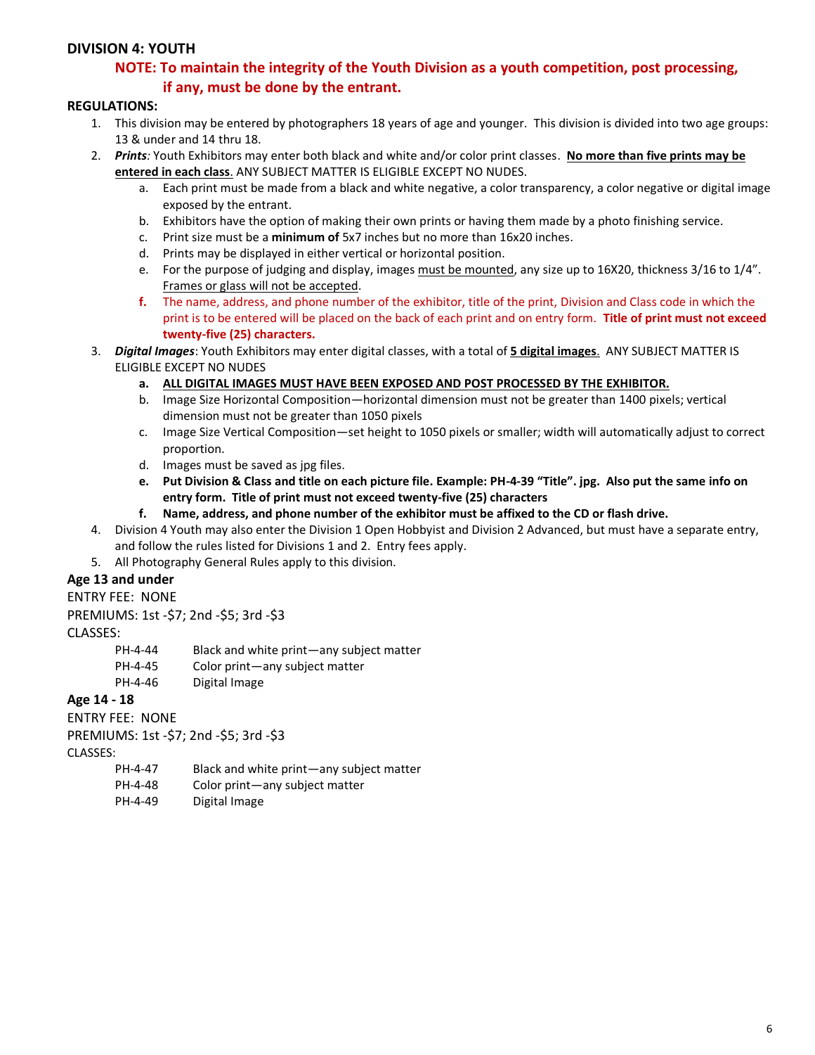## DIVISION 4: YOUTH

**NOTE: To maintain the integrity of the Youth Division as a youth competition, post processing, if any, must be done by the entrant.**

**REGULATIONS:**

1. This division may be entered by photographers 18 years of age and younger. This division is divided into two age groups: 13 & under and 14 thru 18.
2. *Prints:* Youth Exhibitors may enter both black and white and/or color print classes. **No more than five prints may be entered in each class**. ANY SUBJECT MATTER IS ELIGIBLE EXCEPT NO NUDES.
   a. Each print must be made from a black and white negative, a color transparency, a color negative or digital image exposed by the entrant.
   b. Exhibitors have the option of making their own prints or having them made by a photo finishing service.
   c. Print size must be a **minimum of** 5x7 inches but no more than 16x20 inches.
   d. Prints may be displayed in either vertical or horizontal position.
   e. For the purpose of judging and display, images must be mounted, any size up to 16X20, thickness 3/16 to 1/4". Frames or glass will not be accepted.
   f. The name, address, and phone number of the exhibitor, title of the print, Division and Class code in which the print is to be entered will be placed on the back of each print and on entry form. **Title of print must not exceed twenty-five (25) characters.**
3. *Digital Images*: Youth Exhibitors may enter digital classes, with a total of **5 digital images**. ANY SUBJECT MATTER IS ELIGIBLE EXCEPT NO NUDES
   a. **ALL DIGITAL IMAGES MUST HAVE BEEN EXPOSED AND POST PROCESSED BY THE EXHIBITOR.**
   b. Image Size Horizontal Composition—horizontal dimension must not be greater than 1400 pixels; vertical dimension must not be greater than 1050 pixels
   c. Image Size Vertical Composition—set height to 1050 pixels or smaller; width will automatically adjust to correct proportion.
   d. Images must be saved as jpg files.
   e. **Put Division & Class and title on each picture file. Example: PH-4-39 "Title". jpg. Also put the same info on entry form. Title of print must not exceed twenty-five (25) characters**
   f. **Name, address, and phone number of the exhibitor must be affixed to the CD or flash drive.**
4. Division 4 Youth may also enter the Division 1 Open Hobbyist and Division 2 Advanced, but must have a separate entry, and follow the rules listed for Divisions 1 and 2. Entry fees apply.
5. All Photography General Rules apply to this division.

**Age 13 and under**

ENTRY FEE: NONE

PREMIUMS: 1st -$7; 2nd -$5; 3rd -$3

CLASSES:

| | |
|---|---|
| PH-4-44 | Black and white print—any subject matter |
| PH-4-45 | Color print—any subject matter |
| PH-4-46 | Digital Image |

**Age 14 - 18**

ENTRY FEE: NONE

PREMIUMS: 1st -$7; 2nd -$5; 3rd -$3

CLASSES:

| | |
|---|---|
| PH-4-47 | Black and white print—any subject matter |
| PH-4-48 | Color print—any subject matter |
| PH-4-49 | Digital Image |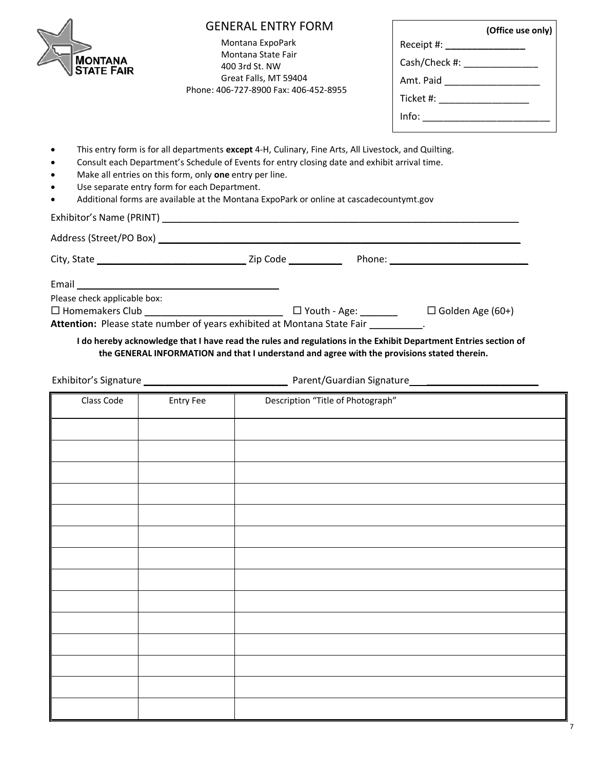MONTANA STATE FAIR

# GENERAL ENTRY FORM

Montana ExpoPark
Montana State Fair
400 3rd St. NW
Great Falls, MT 59404
Phone: 406-727-8900 Fax: 406-452-8955

**(Office use only)**
Receipt #: _______________
Cash/Check #: ______________
Amt. Paid __________________
Ticket #: _________________
Info: ________________________

- This entry form is for all departments **except** 4-H, Culinary, Fine Arts, All Livestock, and Quilting.
- Consult each Department's Schedule of Events for entry closing date and exhibit arrival time.
- Make all entries on this form, only **one** entry per line.
- Use separate entry form for each Department.
- Additional forms are available at the Montana ExpoPark or online at cascadecountymt.gov

Exhibitor's Name (PRINT) ______________________________________________________________________

Address (Street/PO Box) ______________________________________________________________________

City, State ___________________________ Zip Code __________ Phone: _________________________

Email ______________________________________

Please check applicable box:
☐ Homemakers Club _________________________ ☐ Youth - Age: _______ ☐ Golden Age (60+)
**Attention:** Please state number of years exhibited at Montana State Fair __________.

**I do hereby acknowledge that I have read the rules and regulations in the Exhibit Department Entries section of the GENERAL INFORMATION and that I understand and agree with the provisions stated therein.**

Exhibitor's Signature ___________________________ Parent/Guardian Signature_____________________

| Class Code | Entry Fee | Description "Title of Photograph" |
|---|---|---|
| | | |
| | | |
| | | |
| | | |
| | | |
| | | |
| | | |
| | | |
| | | |
| | | |
| | | |
| | | |
| | | |
| | | |